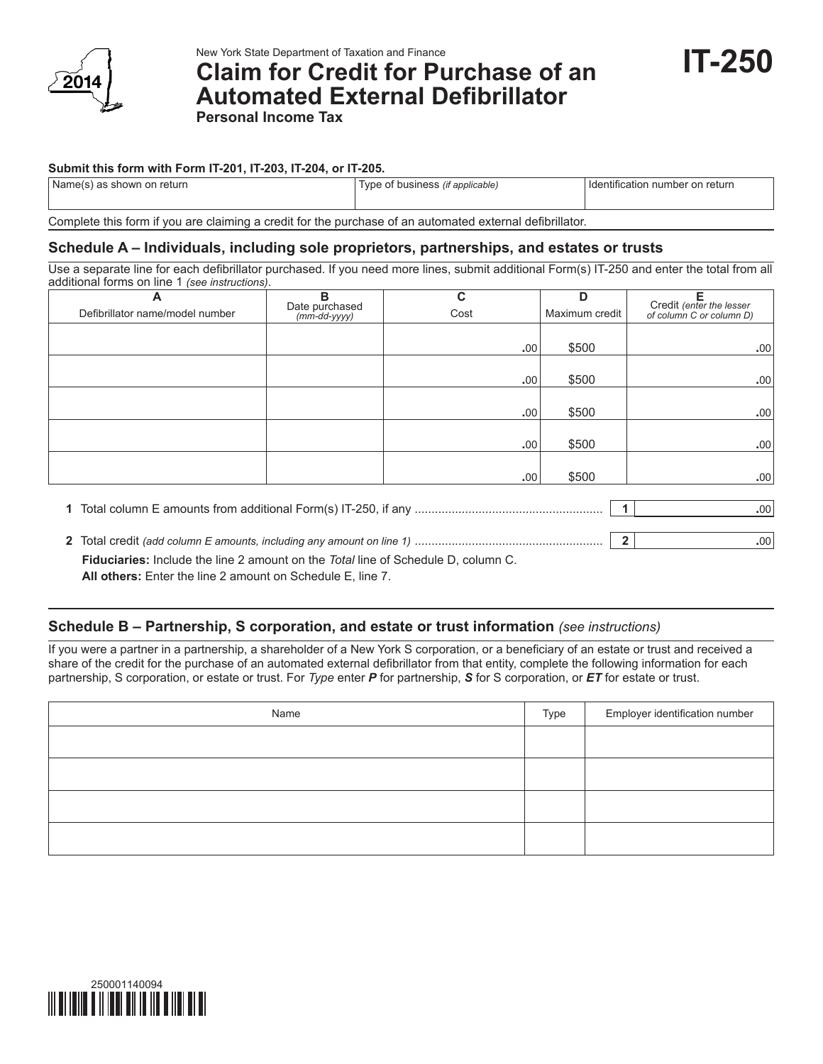New York State Department of Taxation and Finance

# Claim for Credit for Purchase of an Automated External Defibrillator

**Personal Income Tax**

2014

**IT-250**

**Submit this form with Form IT-201, IT-203, IT-204, or IT-205.**

| Name(s) as shown on return | Type of business *(if applicable)* | Identification number on return |
|---|---|---|
| | | |

Complete this form if you are claiming a credit for the purchase of an automated external defibrillator.

## Schedule A – Individuals, including sole proprietors, partnerships, and estates or trusts

Use a separate line for each defibrillator purchased. If you need more lines, submit additional Form(s) IT-250 and enter the total from all additional forms on line 1 *(see instructions)*.

| A<br>Defibrillator name/model number | B<br>Date purchased<br>*(mm-dd-yyyy)* | C<br>Cost | D<br>Maximum credit | E<br>Credit *(enter the lesser of column C or column D)* |
|---|---|---|---|---|
| | | .00 | $500 | .00 |
| | | .00 | $500 | .00 |
| | | .00 | $500 | .00 |
| | | .00 | $500 | .00 |
| | | .00 | $500 | .00 |

**1** Total column E amounts from additional Form(s) IT-250, if any ........................................................ **1** .00

**2** Total credit *(add column E amounts, including any amount on line 1)* ........................................................ **2** .00

**Fiduciaries:** Include the line 2 amount on the *Total* line of Schedule D, column C.
**All others:** Enter the line 2 amount on Schedule E, line 7.

## Schedule B – Partnership, S corporation, and estate or trust information *(see instructions)*

If you were a partner in a partnership, a shareholder of a New York S corporation, or a beneficiary of an estate or trust and received a share of the credit for the purchase of an automated external defibrillator from that entity, complete the following information for each partnership, S corporation, or estate or trust. For *Type* enter ***P*** for partnership, ***S*** for S corporation, or ***ET*** for estate or trust.

| Name | Type | Employer identification number |
|---|---|---|
| | | |
| | | |
| | | |
| | | |

250001140094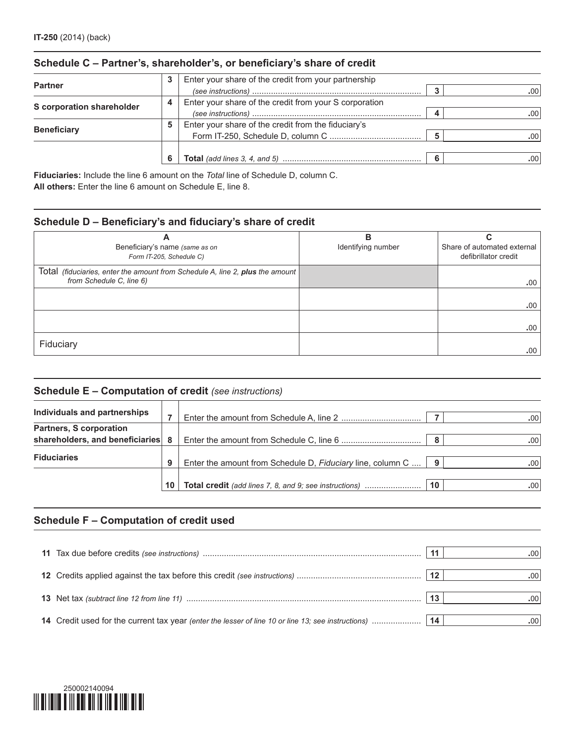## Schedule C – Partner's, shareholder's, or beneficiary's share of credit

| | | | | |
|---|---|---|---|---|
| **Partner** | 3 | Enter your share of the credit from your partnership *(see instructions)* | 3 | .00 |
| **S corporation shareholder** | 4 | Enter your share of the credit from your S corporation *(see instructions)* | 4 | .00 |
| **Beneficiary** | 5 | Enter your share of the credit from the fiduciary's Form IT-250, Schedule D, column C | 5 | .00 |
| | 6 | **Total** *(add lines 3, 4, and 5)* | 6 | .00 |

**Fiduciaries:** Include the line 6 amount on the *Total* line of Schedule D, column C.
**All others:** Enter the line 6 amount on Schedule E, line 8.

## Schedule D – Beneficiary's and fiduciary's share of credit

| A<br>Beneficiary's name *(same as on Form IT-205, Schedule C)* | B<br>Identifying number | C<br>Share of automated external defibrillator credit |
|---|---|---|
| Total *(fiduciaries, enter the amount from Schedule A, line 2, **plus** the amount from Schedule C, line 6)* | | .00 |
| | | .00 |
| | | .00 |
| Fiduciary | | .00 |

## Schedule E – Computation of credit *(see instructions)*

| | | | | |
|---|---|---|---|---|
| **Individuals and partnerships** | 7 | Enter the amount from Schedule A, line 2 | 7 | .00 |
| **Partners, S corporation shareholders, and beneficiaries** | 8 | Enter the amount from Schedule C, line 6 | 8 | .00 |
| **Fiduciaries** | 9 | Enter the amount from Schedule D, *Fiduciary* line, column C | 9 | .00 |
| | 10 | **Total credit** *(add lines 7, 8, and 9; see instructions)* | 10 | .00 |

## Schedule F – Computation of credit used

| | | | |
|---|---|---|---|
| 11 | Tax due before credits *(see instructions)* | 11 | .00 |
| 12 | Credits applied against the tax before this credit *(see instructions)* | 12 | .00 |
| 13 | Net tax *(subtract line 12 from line 11)* | 13 | .00 |
| 14 | Credit used for the current tax year *(enter the lesser of line 10 or line 13; see instructions)* | 14 | .00 |

250002140094